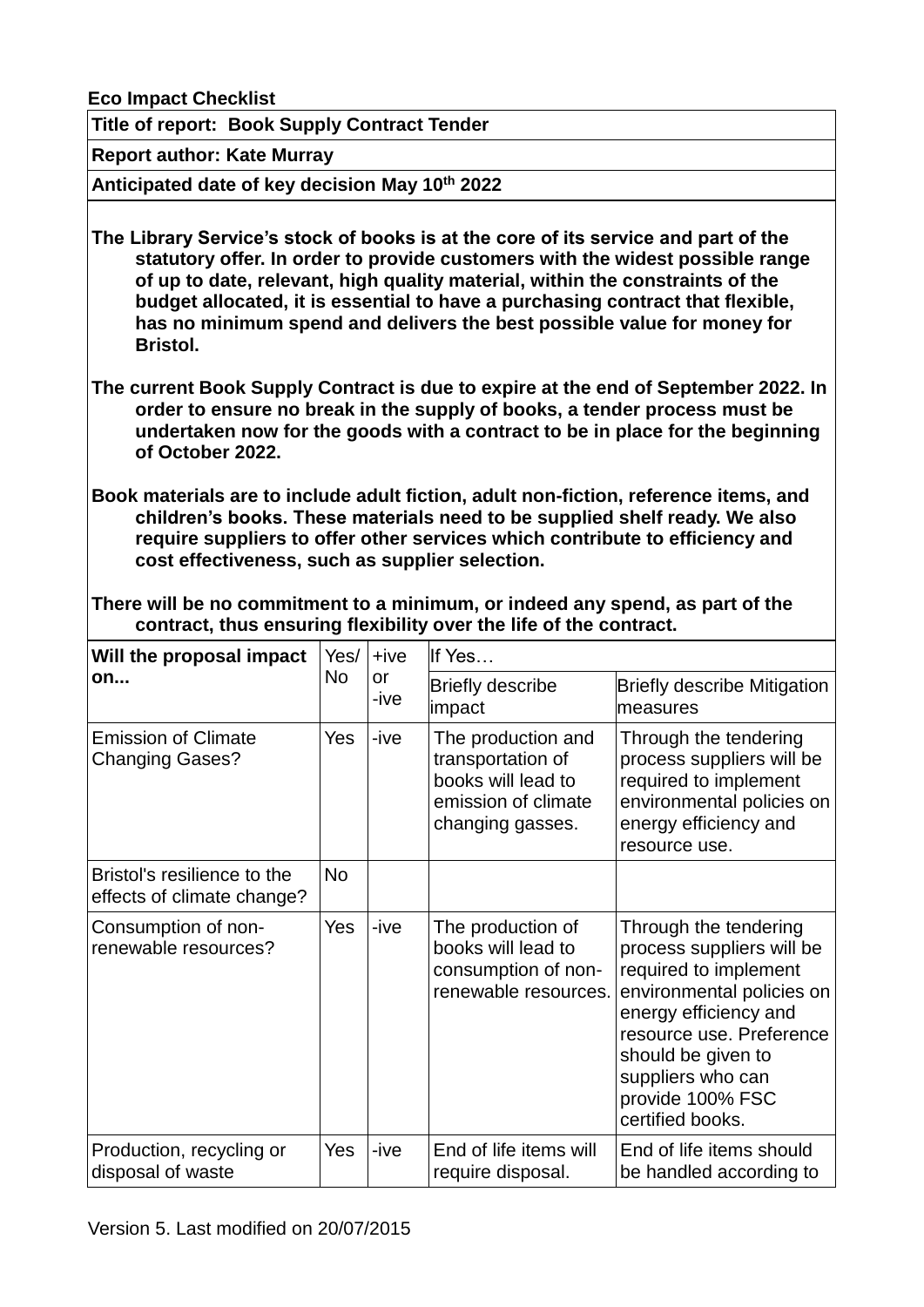**Eco Impact Checklist**

**Title of report: Book Supply Contract Tender**

**Report author: Kate Murray**

**Anticipated date of key decision May 10th 2022**

**The Library Service's stock of books is at the core of its service and part of the statutory offer. In order to provide customers with the widest possible range of up to date, relevant, high quality material, within the constraints of the budget allocated, it is essential to have a purchasing contract that flexible, has no minimum spend and delivers the best possible value for money for Bristol.**

**The current Book Supply Contract is due to expire at the end of September 2022. In order to ensure no break in the supply of books, a tender process must be undertaken now for the goods with a contract to be in place for the beginning of October 2022.**

**Book materials are to include adult fiction, adult non-fiction, reference items, and children's books. These materials need to be supplied shelf ready. We also require suppliers to offer other services which contribute to efficiency and cost effectiveness, such as supplier selection.**

**There will be no commitment to a minimum, or indeed any spend, as part of the contract, thus ensuring flexibility over the life of the contract.**

| **Will the proposal impact on...** | Yes/ No | +ive or -ive | If Yes… | |
|---|---|---|---|---|
| | | | Briefly describe impact | Briefly describe Mitigation measures |
| Emission of Climate Changing Gases? | Yes | -ive | The production and transportation of books will lead to emission of climate changing gasses. | Through the tendering process suppliers will be required to implement environmental policies on energy efficiency and resource use. |
| Bristol's resilience to the effects of climate change? | No | | | |
| Consumption of non-renewable resources? | Yes | -ive | The production of books will lead to consumption of non-renewable resources. | Through the tendering process suppliers will be required to implement environmental policies on energy efficiency and resource use. Preference should be given to suppliers who can provide 100% FSC certified books. |
| Production, recycling or disposal of waste | Yes | -ive | End of life items will require disposal. | End of life items should be handled according to |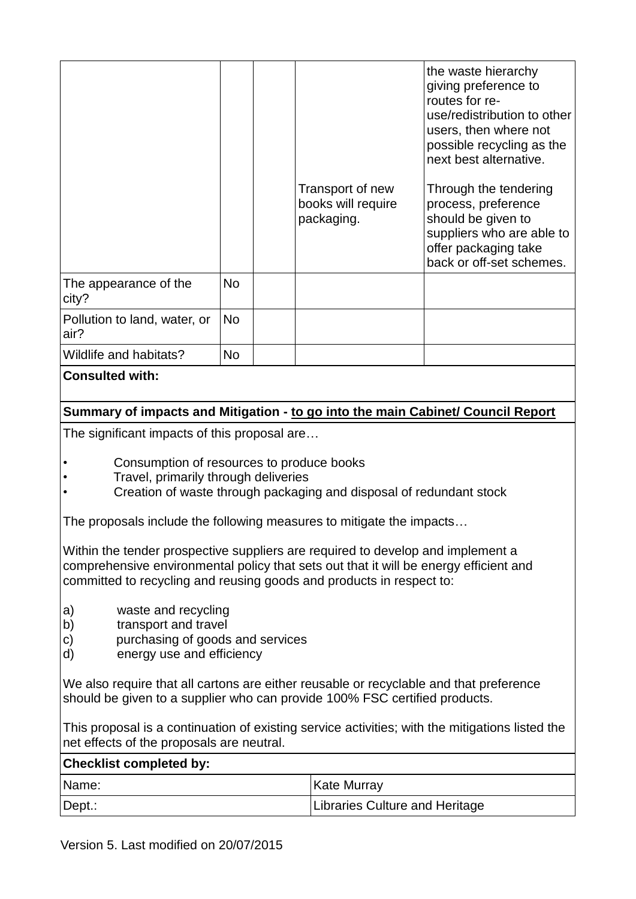| | | | | |
|---|---|---|---|---|
| | | | Transport of new books will require packaging. | the waste hierarchy giving preference to routes for re-use/redistribution to other users, then where not possible recycling as the next best alternative.<br><br>Through the tendering process, preference should be given to suppliers who are able to offer packaging take back or off-set schemes. |
| The appearance of the city? | No | | | |
| Pollution to land, water, or air? | No | | | |
| Wildlife and habitats? | No | | | |

**Consulted with:**

**Summary of impacts and Mitigation - to go into the main Cabinet/ Council Report**

The significant impacts of this proposal are…

- Consumption of resources to produce books
- Travel, primarily through deliveries
- Creation of waste through packaging and disposal of redundant stock

The proposals include the following measures to mitigate the impacts…

Within the tender prospective suppliers are required to develop and implement a comprehensive environmental policy that sets out that it will be energy efficient and committed to recycling and reusing goods and products in respect to:

a) waste and recycling
b) transport and travel
c) purchasing of goods and services
d) energy use and efficiency

We also require that all cartons are either reusable or recyclable and that preference should be given to a supplier who can provide 100% FSC certified products.

This proposal is a continuation of existing service activities; with the mitigations listed the net effects of the proposals are neutral.

**Checklist completed by:**

| | |
|---|---|
| Name: | Kate Murray |
| Dept.: | Libraries Culture and Heritage |

Version 5. Last modified on 20/07/2015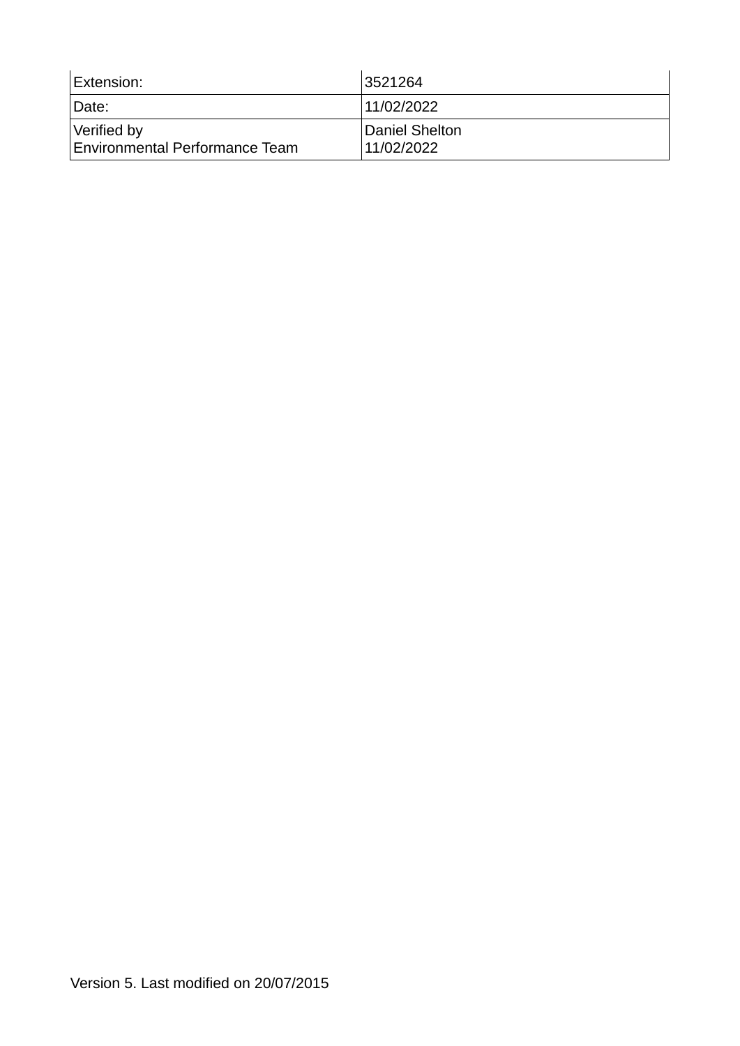| | |
|---|---|
| Extension: | 3521264 |
| Date: | 11/02/2022 |
| Verified by<br>Environmental Performance Team | Daniel Shelton<br>11/02/2022 |

Version 5. Last modified on 20/07/2015